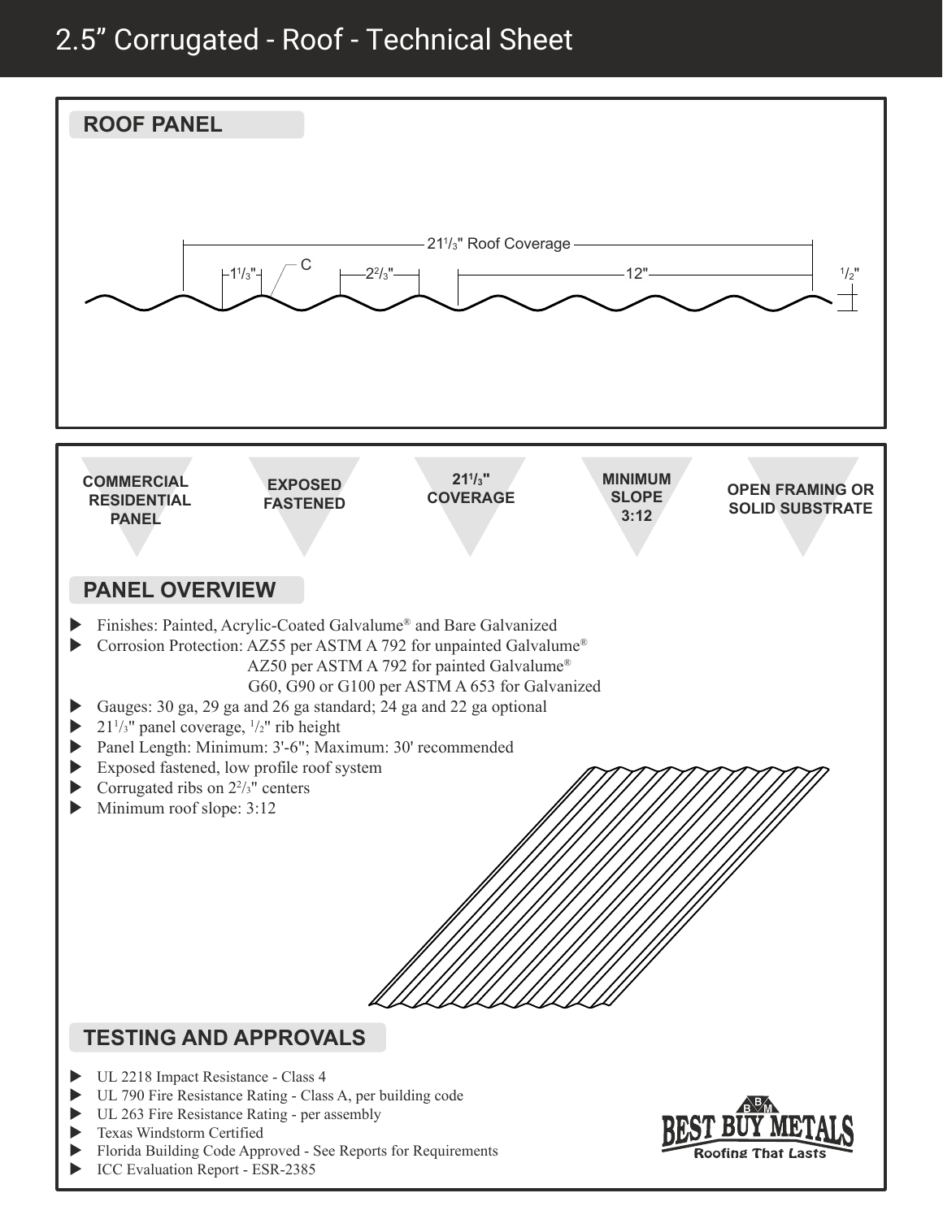# 2.5" Corrugated - Roof - Technical Sheet

## ROOF PANEL

21 1/3" Roof Coverage

1 1/3" C 2 2/3" 12" 1/2"

**COMMERCIAL RESIDENTIAL PANEL**

**EXPOSED FASTENED**

**21 1/3" COVERAGE**

**MINIMUM SLOPE 3:12**

**OPEN FRAMING OR SOLID SUBSTRATE**

## PANEL OVERVIEW

- Finishes: Painted, Acrylic-Coated Galvalume® and Bare Galvanized
- Corrosion Protection: AZ55 per ASTM A 792 for unpainted Galvalume®
  AZ50 per ASTM A 792 for painted Galvalume®
  G60, G90 or G100 per ASTM A 653 for Galvanized
- Gauges: 30 ga, 29 ga and 26 ga standard; 24 ga and 22 ga optional
- 21 1/3" panel coverage, 1/2" rib height
- Panel Length: Minimum: 3'-6"; Maximum: 30' recommended
- Exposed fastened, low profile roof system
- Corrugated ribs on 2 2/3" centers
- Minimum roof slope: 3:12

## TESTING AND APPROVALS

- UL 2218 Impact Resistance - Class 4
- UL 790 Fire Resistance Rating - Class A, per building code
- UL 263 Fire Resistance Rating - per assembly
- Texas Windstorm Certified
- Florida Building Code Approved - See Reports for Requirements
- ICC Evaluation Report - ESR-2385

BEST BUY METALS
Roofing That Lasts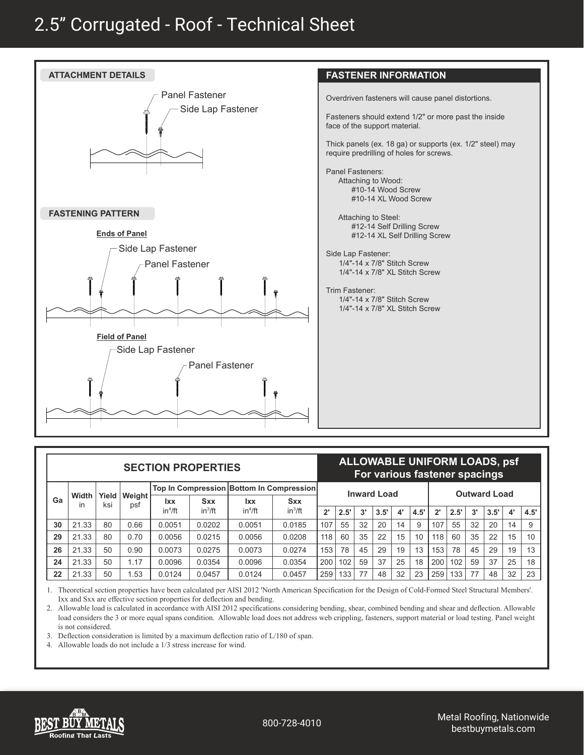# 2.5" Corrugated - Roof - Technical Sheet

## ATTACHMENT DETAILS

Panel Fastener

Side Lap Fastener

## FASTENING PATTERN

**Ends of Panel**

Side Lap Fastener

Panel Fastener

**Field of Panel**

Side Lap Fastener

Panel Fastener

## FASTENER INFORMATION

Overdriven fasteners will cause panel distortions.

Fasteners should extend 1/2" or more past the inside face of the support material.

Thick panels (ex. 18 ga) or supports (ex. 1/2" steel) may require predrilling of holes for screws.

Panel Fasteners:
- Attaching to Wood:
  - #10-14 Wood Screw
  - #10-14 XL Wood Screw
- Attaching to Steel:
  - #12-14 Self Drilling Screw
  - #12-14 XL Self Drilling Screw

Side Lap Fastener:
- 1/4"-14 x 7/8" Stitch Screw
- 1/4"-14 x 7/8" XL Stitch Screw

Trim Fastener:
- 1/4"-14 x 7/8" Stitch Screw
- 1/4"-14 x 7/8" XL Stitch Screw

| SECTION PROPERTIES | | | | | | | | ALLOWABLE UNIFORM LOADS, psf For various fastener spacings | | | | | | | | | | | |
|---|---|---|---|---|---|---|---|---|---|---|---|---|---|---|---|---|---|---|---|
| Ga | Width in | Yield ksi | Weight psf | Top In Compression | | Bottom In Compression | | Inward Load | | | | | | Outward Load | | | | | |
| | | | | Ixx $in^4/ft$ | Sxx $in^3/ft$ | Ixx $in^4/ft$ | Sxx $in^3/ft$ | 2' | 2.5' | 3' | 3.5' | 4' | 4.5' | 2' | 2.5' | 3' | 3.5' | 4' | 4.5' |
| **30** | 21.33 | 80 | 0.66 | 0.0051 | 0.0202 | 0.0051 | 0.0185 | 107 | 55 | 32 | 20 | 14 | 9 | 107 | 55 | 32 | 20 | 14 | 9 |
| **29** | 21.33 | 80 | 0.70 | 0.0056 | 0.0215 | 0.0056 | 0.0208 | 118 | 60 | 35 | 22 | 15 | 10 | 118 | 60 | 35 | 22 | 15 | 10 |
| **26** | 21.33 | 50 | 0.90 | 0.0073 | 0.0275 | 0.0073 | 0.0274 | 153 | 78 | 45 | 29 | 19 | 13 | 153 | 78 | 45 | 29 | 19 | 13 |
| **24** | 21.33 | 50 | 1.17 | 0.0096 | 0.0354 | 0.0096 | 0.0354 | 200 | 102 | 59 | 37 | 25 | 18 | 200 | 102 | 59 | 37 | 25 | 18 |
| **22** | 21.33 | 50 | 1.53 | 0.0124 | 0.0457 | 0.0124 | 0.0457 | 259 | 133 | 77 | 48 | 32 | 23 | 259 | 133 | 77 | 48 | 32 | 23 |

1. Theoretical section properties have been calculated per AISI 2012 'North American Specification for the Design of Cold-Formed Steel Structural Members'. Ixx and Sxx are effective section properties for deflection and bending.
2. Allowable load is calculated in accordance with AISI 2012 specifications considering bending, shear, combined bending and shear and deflection. Allowable load considers the 3 or more equal spans condition. Allowable load does not address web crippling, fasteners, support material or load testing. Panel weight is not considered.
3. Deflection consideration is limited by a maximum deflection ratio of L/180 of span.
4. Allowable loads do not include a 1/3 stress increase for wind.

BEST BUY METALS Roofing That Lasts

800-728-4010

Metal Roofing, Nationwide
bestbuymetals.com